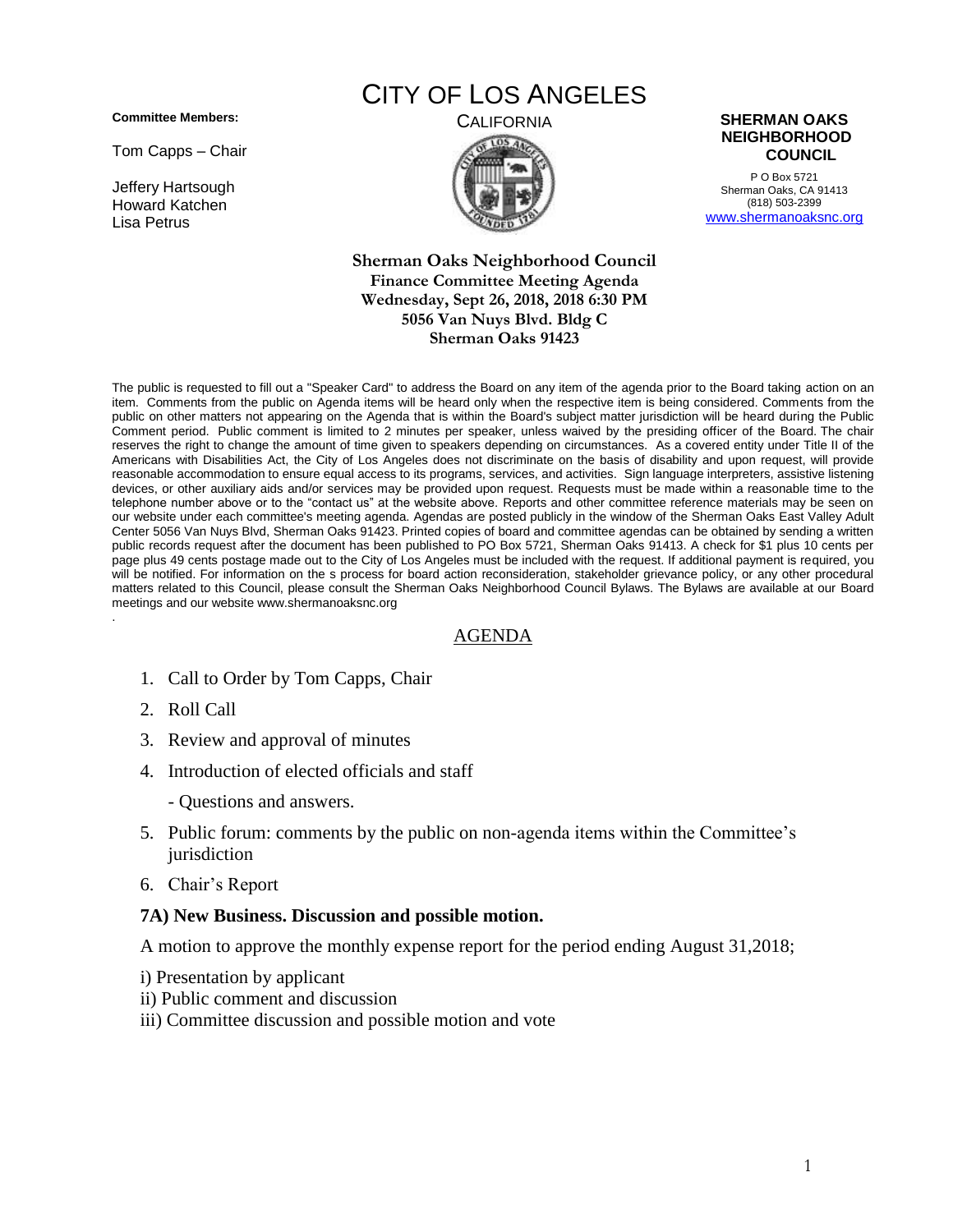**Committee Members:**

Tom Capps – Chair

Jeffery Hartsough
Howard Katchen
Lisa Petrus

# CITY OF LOS ANGELES

CALIFORNIA

**SHERMAN OAKS NEIGHBORHOOD COUNCIL**

P O Box 5721
Sherman Oaks, CA 91413
(818) 503-2399
www.shermanoaksnc.org

**Sherman Oaks Neighborhood Council**
**Finance Committee Meeting Agenda**
**Wednesday, Sept 26, 2018, 2018 6:30 PM**
**5056 Van Nuys Blvd. Bldg C**
**Sherman Oaks 91423**

The public is requested to fill out a "Speaker Card" to address the Board on any item of the agenda prior to the Board taking action on an item. Comments from the public on Agenda items will be heard only when the respective item is being considered. Comments from the public on other matters not appearing on the Agenda that is within the Board's subject matter jurisdiction will be heard during the Public Comment period. Public comment is limited to 2 minutes per speaker, unless waived by the presiding officer of the Board. The chair reserves the right to change the amount of time given to speakers depending on circumstances. As a covered entity under Title II of the Americans with Disabilities Act, the City of Los Angeles does not discriminate on the basis of disability and upon request, will provide reasonable accommodation to ensure equal access to its programs, services, and activities. Sign language interpreters, assistive listening devices, or other auxiliary aids and/or services may be provided upon request. Requests must be made within a reasonable time to the telephone number above or to the "contact us" at the website above. Reports and other committee reference materials may be seen on our website under each committee's meeting agenda. Agendas are posted publicly in the window of the Sherman Oaks East Valley Adult Center 5056 Van Nuys Blvd, Sherman Oaks 91423. Printed copies of board and committee agendas can be obtained by sending a written public records request after the document has been published to PO Box 5721, Sherman Oaks 91413. A check for $1 plus 10 cents per page plus 49 cents postage made out to the City of Los Angeles must be included with the request. If additional payment is required, you will be notified. For information on the s process for board action reconsideration, stakeholder grievance policy, or any other procedural matters related to this Council, please consult the Sherman Oaks Neighborhood Council Bylaws. The Bylaws are available at our Board meetings and our website www.shermanoaksnc.org

.

## AGENDA

1. Call to Order by Tom Capps, Chair
2. Roll Call
3. Review and approval of minutes
4. Introduction of elected officials and staff

   - Questions and answers.
5. Public forum: comments by the public on non-agenda items within the Committee's jurisdiction
6. Chair's Report

**7A) New Business. Discussion and possible motion.**

A motion to approve the monthly expense report for the period ending August 31,2018;

i) Presentation by applicant
ii) Public comment and discussion
iii) Committee discussion and possible motion and vote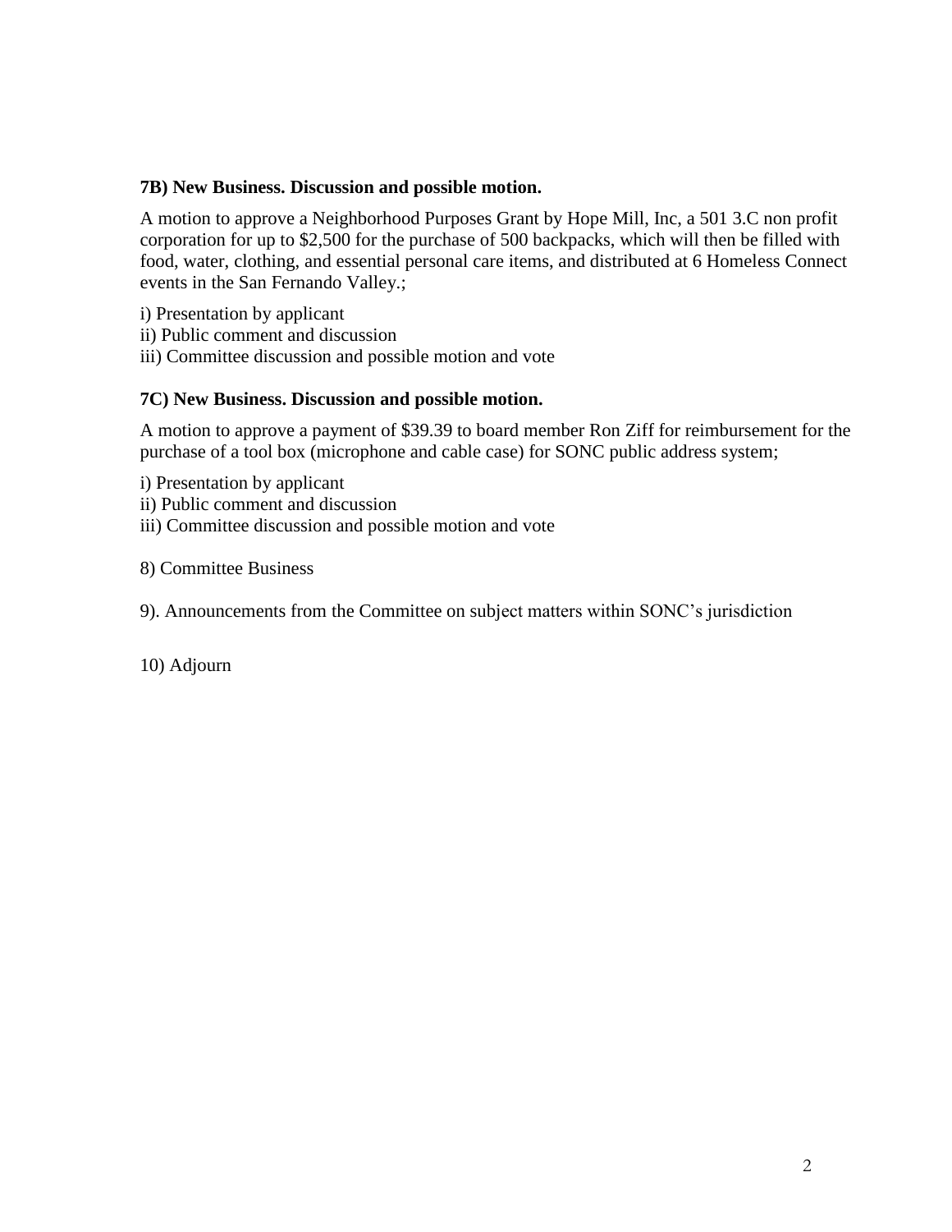**7B) New Business. Discussion and possible motion.**

A motion to approve a Neighborhood Purposes Grant by Hope Mill, Inc, a 501 3.C non profit corporation for up to $2,500 for the purchase of 500 backpacks, which will then be filled with food, water, clothing, and essential personal care items, and distributed at 6 Homeless Connect events in the San Fernando Valley.;

i) Presentation by applicant
ii) Public comment and discussion
iii) Committee discussion and possible motion and vote

**7C) New Business. Discussion and possible motion.**

A motion to approve a payment of $39.39 to board member Ron Ziff for reimbursement for the purchase of a tool box (microphone and cable case) for SONC public address system;

i) Presentation by applicant
ii) Public comment and discussion
iii) Committee discussion and possible motion and vote

8) Committee Business

9). Announcements from the Committee on subject matters within SONC's jurisdiction

10) Adjourn